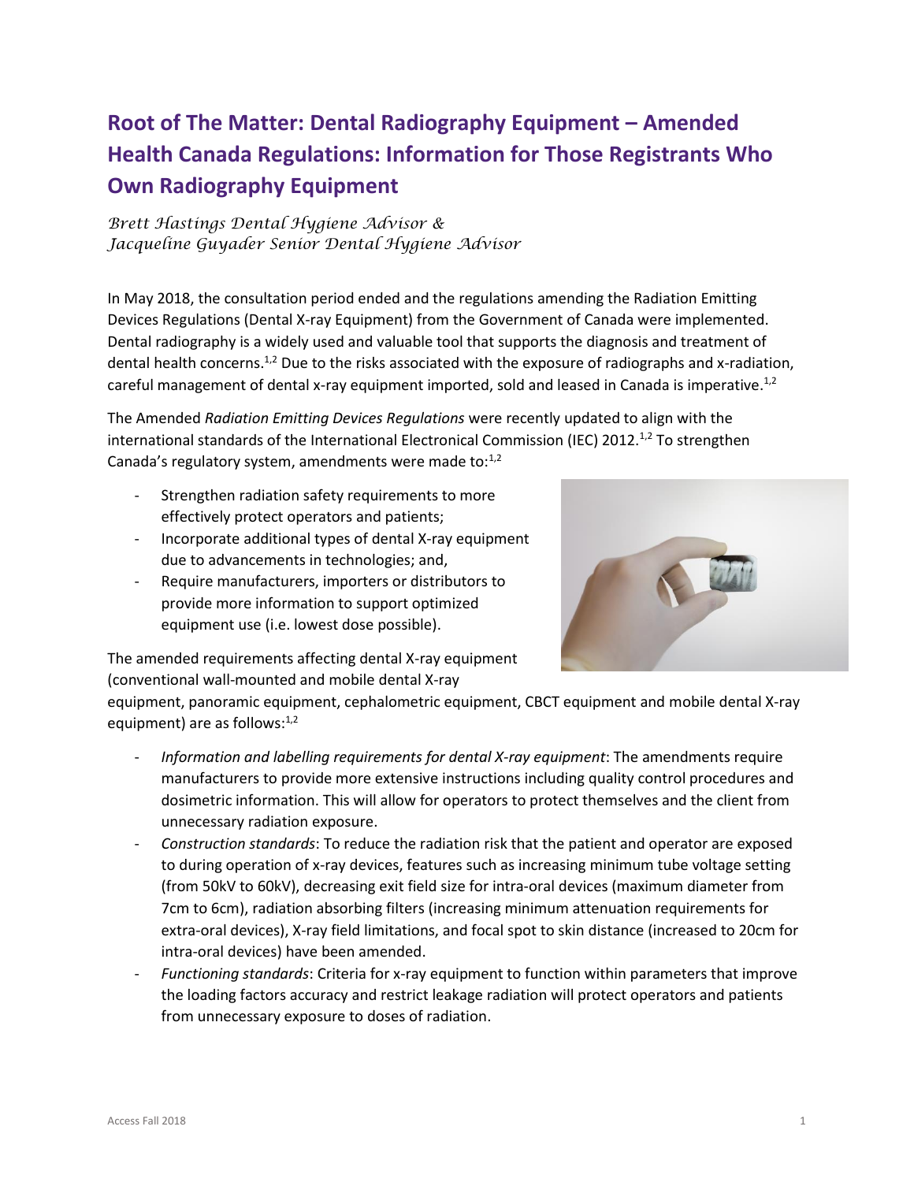# Root of The Matter: Dental Radiography Equipment – Amended Health Canada Regulations: Information for Those Registrants Who Own Radiography Equipment

*Brett Hastings Dental Hygiene Advisor &*
*Jacqueline Guyader Senior Dental Hygiene Advisor*

In May 2018, the consultation period ended and the regulations amending the Radiation Emitting Devices Regulations (Dental X-ray Equipment) from the Government of Canada were implemented. Dental radiography is a widely used and valuable tool that supports the diagnosis and treatment of dental health concerns.[1,2] Due to the risks associated with the exposure of radiographs and x-radiation, careful management of dental x-ray equipment imported, sold and leased in Canada is imperative.[1,2]

The Amended *Radiation Emitting Devices Regulations* were recently updated to align with the international standards of the International Electronical Commission (IEC) 2012.[1,2] To strengthen Canada's regulatory system, amendments were made to:[1,2]

- Strengthen radiation safety requirements to more effectively protect operators and patients;
- Incorporate additional types of dental X-ray equipment due to advancements in technologies; and,
- Require manufacturers, importers or distributors to provide more information to support optimized equipment use (i.e. lowest dose possible).

The amended requirements affecting dental X-ray equipment (conventional wall-mounted and mobile dental X-ray equipment, panoramic equipment, cephalometric equipment, CBCT equipment and mobile dental X-ray equipment) are as follows:[1,2]

- *Information and labelling requirements for dental X-ray equipment*: The amendments require manufacturers to provide more extensive instructions including quality control procedures and dosimetric information. This will allow for operators to protect themselves and the client from unnecessary radiation exposure.
- *Construction standards*: To reduce the radiation risk that the patient and operator are exposed to during operation of x-ray devices, features such as increasing minimum tube voltage setting (from 50kV to 60kV), decreasing exit field size for intra-oral devices (maximum diameter from 7cm to 6cm), radiation absorbing filters (increasing minimum attenuation requirements for extra-oral devices), X-ray field limitations, and focal spot to skin distance (increased to 20cm for intra-oral devices) have been amended.
- *Functioning standards*: Criteria for x-ray equipment to function within parameters that improve the loading factors accuracy and restrict leakage radiation will protect operators and patients from unnecessary exposure to doses of radiation.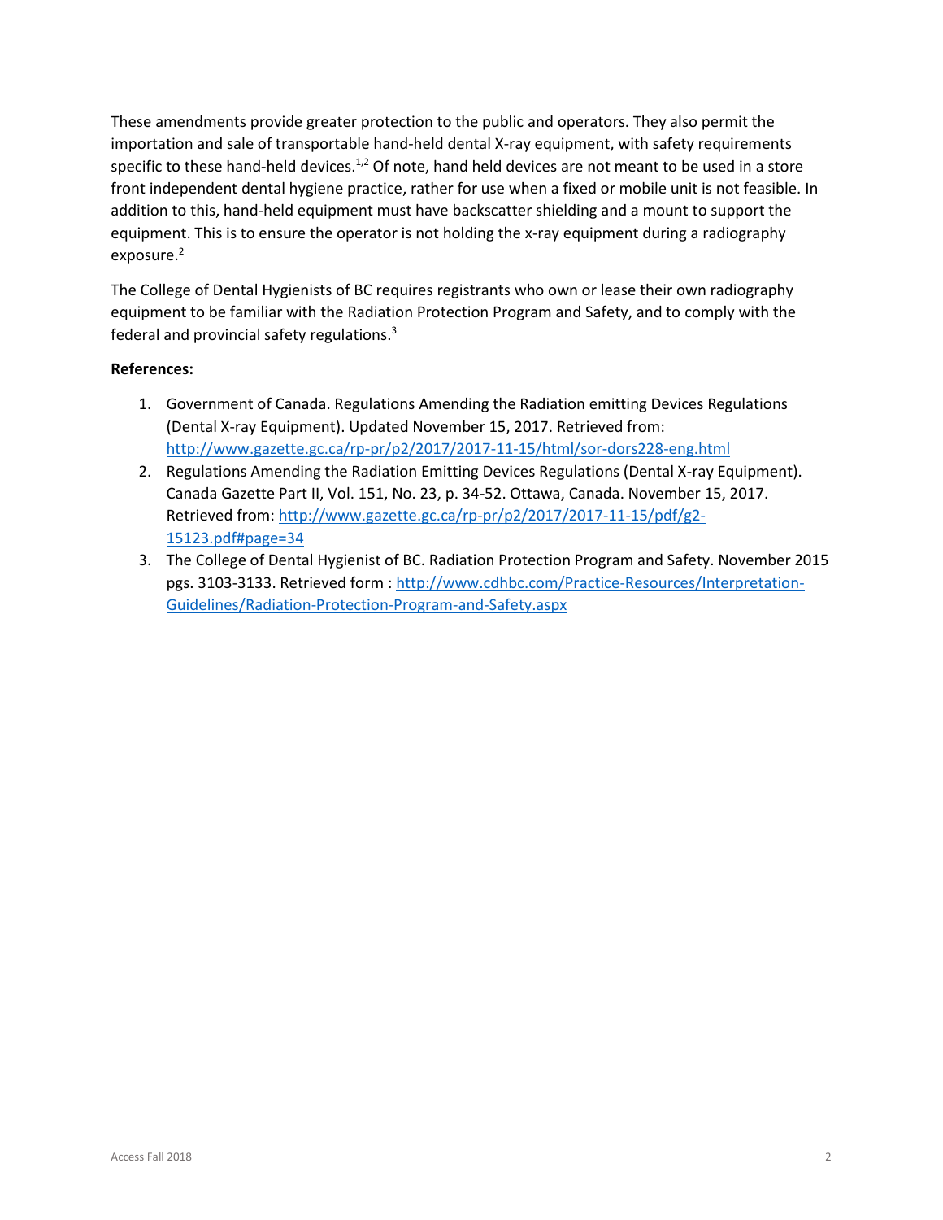These amendments provide greater protection to the public and operators. They also permit the importation and sale of transportable hand-held dental X-ray equipment, with safety requirements specific to these hand-held devices.[1,2] Of note, hand held devices are not meant to be used in a store front independent dental hygiene practice, rather for use when a fixed or mobile unit is not feasible. In addition to this, hand-held equipment must have backscatter shielding and a mount to support the equipment. This is to ensure the operator is not holding the x-ray equipment during a radiography exposure.[2]

The College of Dental Hygienists of BC requires registrants who own or lease their own radiography equipment to be familiar with the Radiation Protection Program and Safety, and to comply with the federal and provincial safety regulations.[3]

**References:**

1. Government of Canada. Regulations Amending the Radiation emitting Devices Regulations (Dental X-ray Equipment). Updated November 15, 2017. Retrieved from: http://www.gazette.gc.ca/rp-pr/p2/2017/2017-11-15/html/sor-dors228-eng.html
2. Regulations Amending the Radiation Emitting Devices Regulations (Dental X-ray Equipment). Canada Gazette Part II, Vol. 151, No. 23, p. 34-52. Ottawa, Canada. November 15, 2017. Retrieved from: http://www.gazette.gc.ca/rp-pr/p2/2017/2017-11-15/pdf/g2-15123.pdf#page=34
3. The College of Dental Hygienist of BC. Radiation Protection Program and Safety. November 2015 pgs. 3103-3133. Retrieved form : http://www.cdhbc.com/Practice-Resources/Interpretation-Guidelines/Radiation-Protection-Program-and-Safety.aspx